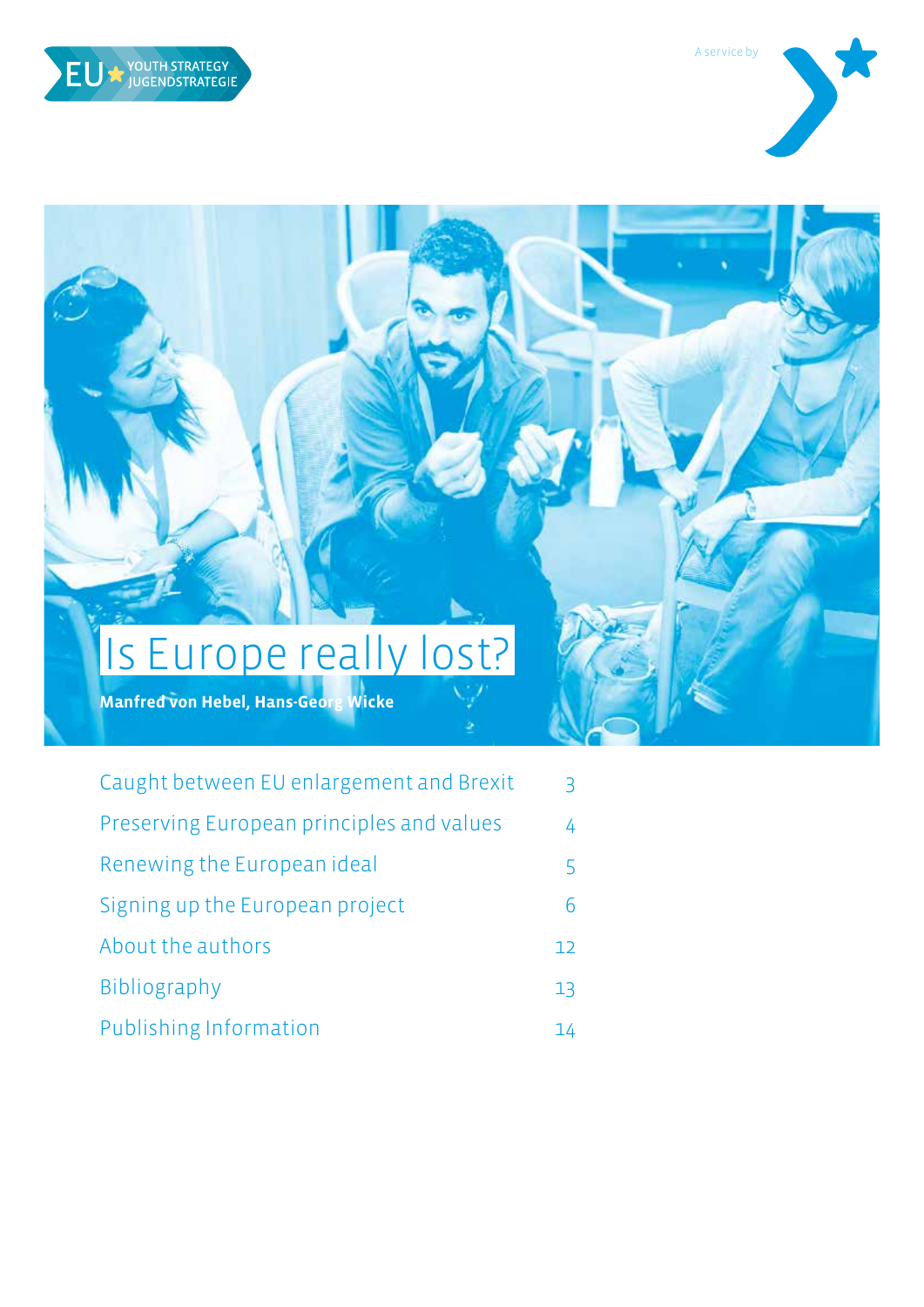EU YOUTH STRATEGY JUGENDSTRATEGIE

A service by

# Is Europe really lost?

**Manfred von Hebel, Hans-Georg Wicke**

| | |
|---|---|
| Caught between EU enlargement and Brexit | 3 |
| Preserving European principles and values | 4 |
| Renewing the European ideal | 5 |
| Signing up the European project | 6 |
| About the authors | 12 |
| Bibliography | 13 |
| Publishing Information | 14 |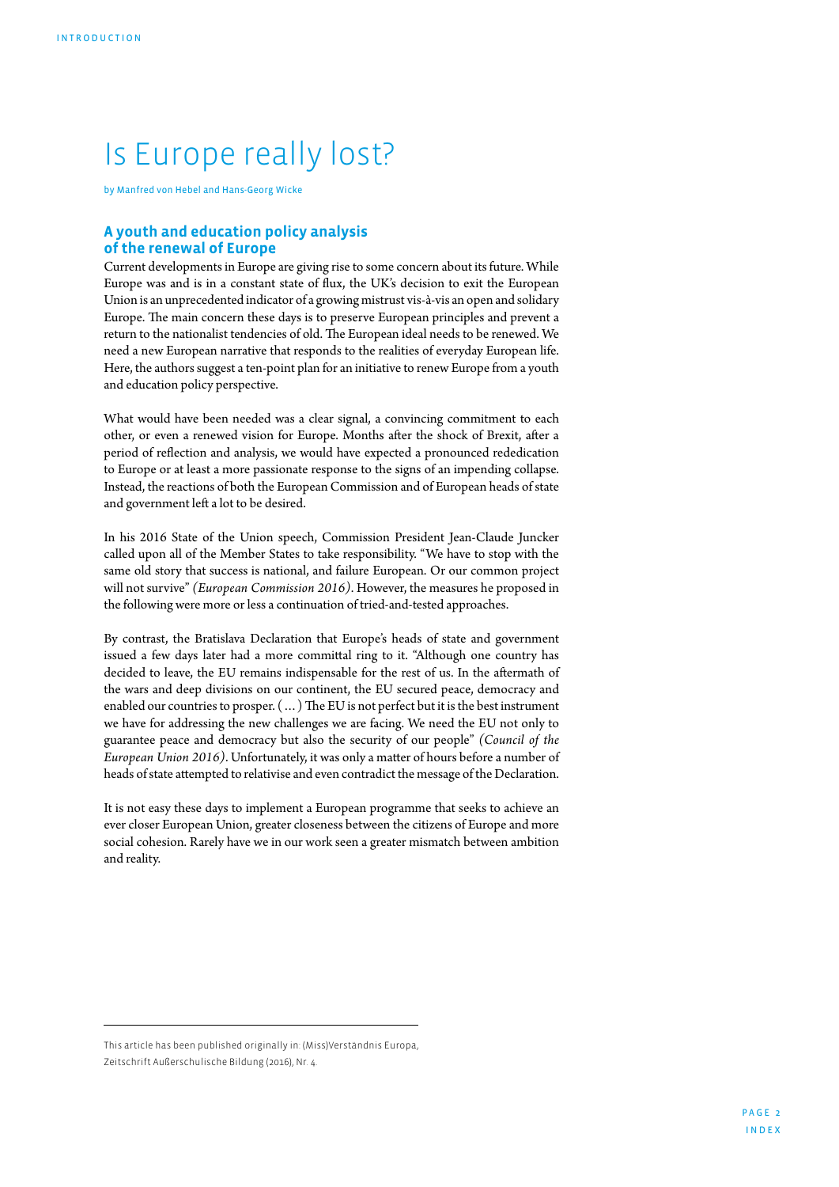# Is Europe really lost?

by Manfred von Hebel and Hans-Georg Wicke

## A youth and education policy analysis of the renewal of Europe

Current developments in Europe are giving rise to some concern about its future. While Europe was and is in a constant state of flux, the UK's decision to exit the European Union is an unprecedented indicator of a growing mistrust vis-à-vis an open and solidary Europe. The main concern these days is to preserve European principles and prevent a return to the nationalist tendencies of old. The European ideal needs to be renewed. We need a new European narrative that responds to the realities of everyday European life. Here, the authors suggest a ten-point plan for an initiative to renew Europe from a youth and education policy perspective.

What would have been needed was a clear signal, a convincing commitment to each other, or even a renewed vision for Europe. Months after the shock of Brexit, after a period of reflection and analysis, we would have expected a pronounced rededication to Europe or at least a more passionate response to the signs of an impending collapse. Instead, the reactions of both the European Commission and of European heads of state and government left a lot to be desired.

In his 2016 State of the Union speech, Commission President Jean-Claude Juncker called upon all of the Member States to take responsibility. "We have to stop with the same old story that success is national, and failure European. Or our common project will not survive" *(European Commission 2016)*. However, the measures he proposed in the following were more or less a continuation of tried-and-tested approaches.

By contrast, the Bratislava Declaration that Europe's heads of state and government issued a few days later had a more committal ring to it. "Although one country has decided to leave, the EU remains indispensable for the rest of us. In the aftermath of the wars and deep divisions on our continent, the EU secured peace, democracy and enabled our countries to prosper. (…) The EU is not perfect but it is the best instrument we have for addressing the new challenges we are facing. We need the EU not only to guarantee peace and democracy but also the security of our people" *(Council of the European Union 2016)*. Unfortunately, it was only a matter of hours before a number of heads of state attempted to relativise and even contradict the message of the Declaration.

It is not easy these days to implement a European programme that seeks to achieve an ever closer European Union, greater closeness between the citizens of Europe and more social cohesion. Rarely have we in our work seen a greater mismatch between ambition and reality.

---

This article has been published originally in: (Miss)Verständnis Europa, Zeitschrift Außerschulische Bildung (2016), Nr. 4.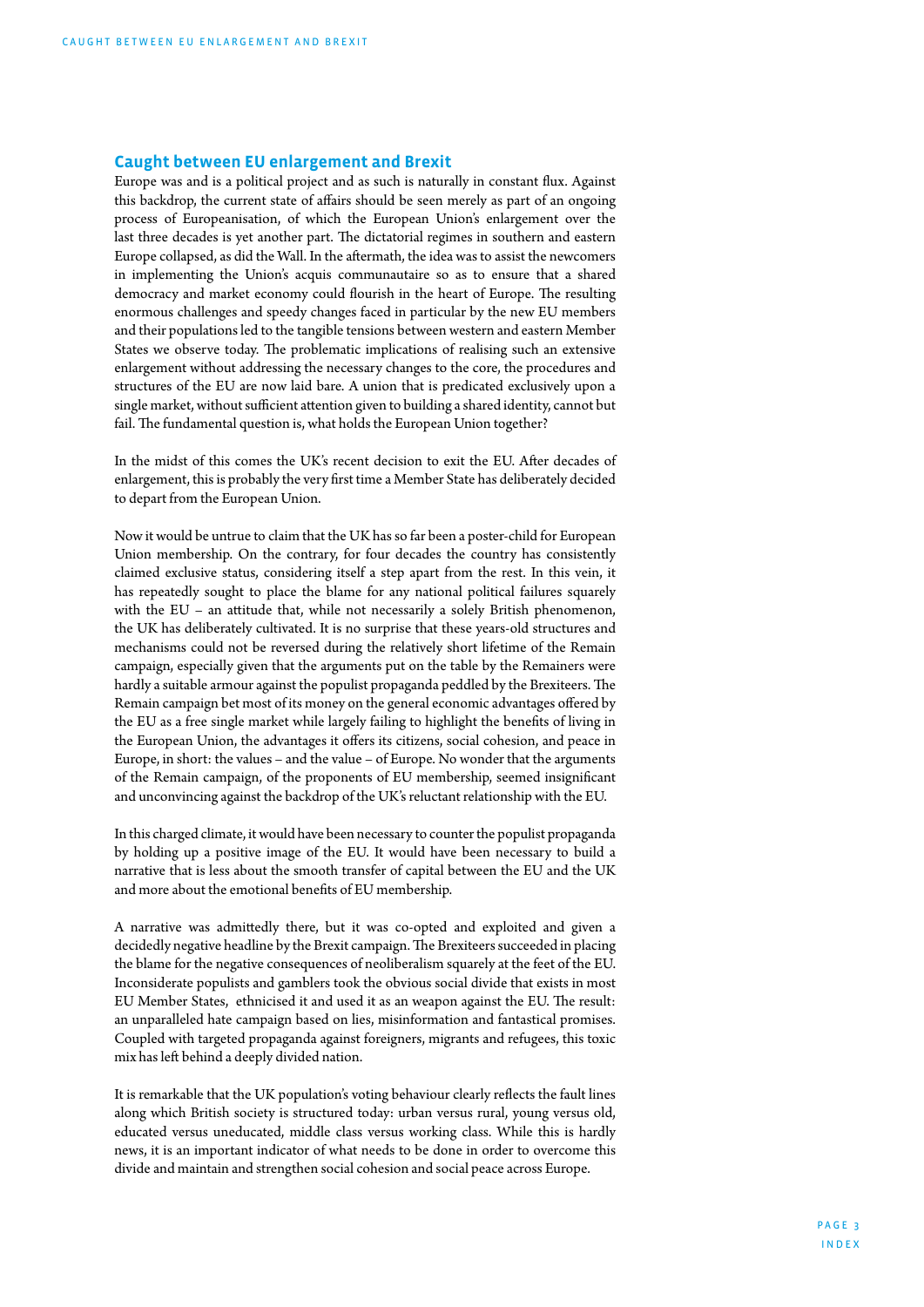## Caught between EU enlargement and Brexit

Europe was and is a political project and as such is naturally in constant flux. Against this backdrop, the current state of affairs should be seen merely as part of an ongoing process of Europeanisation, of which the European Union's enlargement over the last three decades is yet another part. The dictatorial regimes in southern and eastern Europe collapsed, as did the Wall. In the aftermath, the idea was to assist the newcomers in implementing the Union's acquis communautaire so as to ensure that a shared democracy and market economy could flourish in the heart of Europe. The resulting enormous challenges and speedy changes faced in particular by the new EU members and their populations led to the tangible tensions between western and eastern Member States we observe today. The problematic implications of realising such an extensive enlargement without addressing the necessary changes to the core, the procedures and structures of the EU are now laid bare. A union that is predicated exclusively upon a single market, without sufficient attention given to building a shared identity, cannot but fail. The fundamental question is, what holds the European Union together?

In the midst of this comes the UK's recent decision to exit the EU. After decades of enlargement, this is probably the very first time a Member State has deliberately decided to depart from the European Union.

Now it would be untrue to claim that the UK has so far been a poster-child for European Union membership. On the contrary, for four decades the country has consistently claimed exclusive status, considering itself a step apart from the rest. In this vein, it has repeatedly sought to place the blame for any national political failures squarely with the EU – an attitude that, while not necessarily a solely British phenomenon, the UK has deliberately cultivated. It is no surprise that these years-old structures and mechanisms could not be reversed during the relatively short lifetime of the Remain campaign, especially given that the arguments put on the table by the Remainers were hardly a suitable armour against the populist propaganda peddled by the Brexiteers. The Remain campaign bet most of its money on the general economic advantages offered by the EU as a free single market while largely failing to highlight the benefits of living in the European Union, the advantages it offers its citizens, social cohesion, and peace in Europe, in short: the values – and the value – of Europe. No wonder that the arguments of the Remain campaign, of the proponents of EU membership, seemed insignificant and unconvincing against the backdrop of the UK's reluctant relationship with the EU.

In this charged climate, it would have been necessary to counter the populist propaganda by holding up a positive image of the EU. It would have been necessary to build a narrative that is less about the smooth transfer of capital between the EU and the UK and more about the emotional benefits of EU membership.

A narrative was admittedly there, but it was co-opted and exploited and given a decidedly negative headline by the Brexit campaign. The Brexiteers succeeded in placing the blame for the negative consequences of neoliberalism squarely at the feet of the EU. Inconsiderate populists and gamblers took the obvious social divide that exists in most EU Member States, ethnicised it and used it as an weapon against the EU. The result: an unparalleled hate campaign based on lies, misinformation and fantastical promises. Coupled with targeted propaganda against foreigners, migrants and refugees, this toxic mix has left behind a deeply divided nation.

It is remarkable that the UK population's voting behaviour clearly reflects the fault lines along which British society is structured today: urban versus rural, young versus old, educated versus uneducated, middle class versus working class. While this is hardly news, it is an important indicator of what needs to be done in order to overcome this divide and maintain and strengthen social cohesion and social peace across Europe.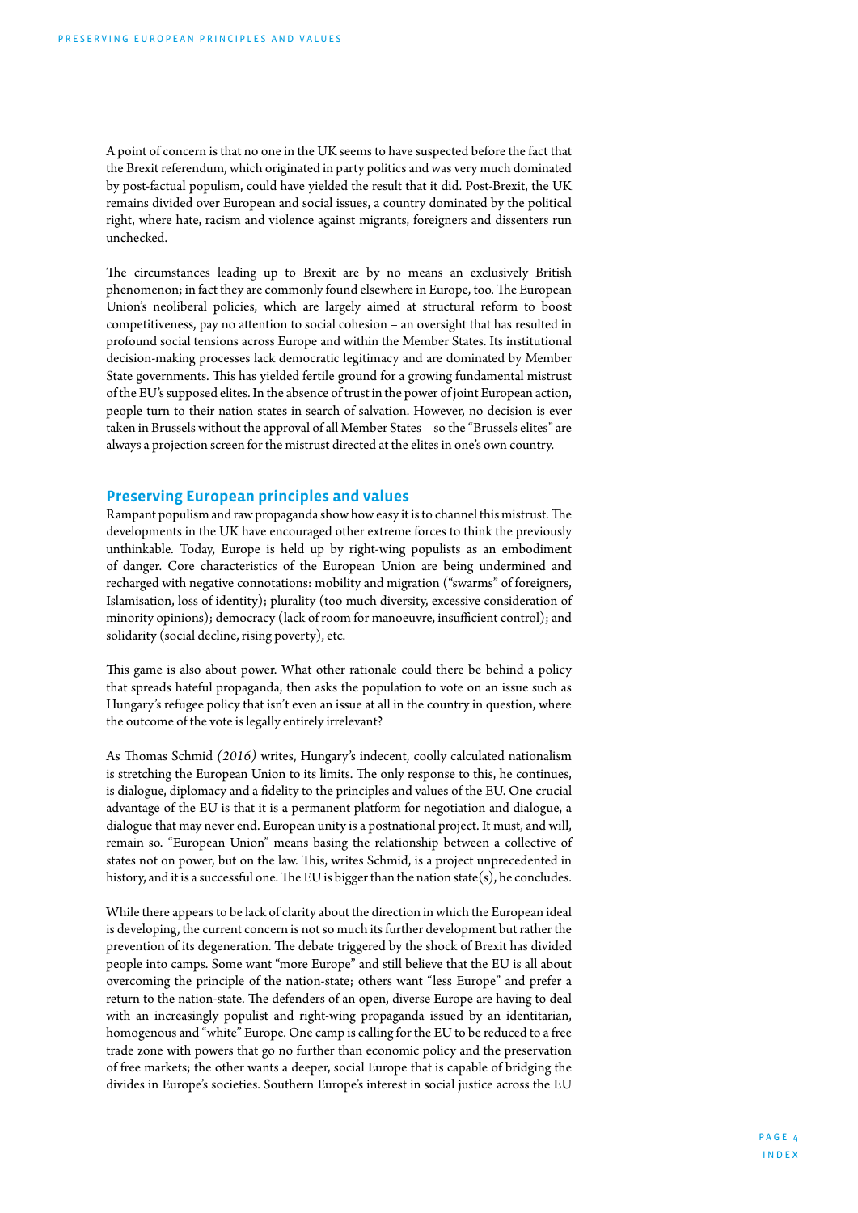A point of concern is that no one in the UK seems to have suspected before the fact that the Brexit referendum, which originated in party politics and was very much dominated by post-factual populism, could have yielded the result that it did. Post-Brexit, the UK remains divided over European and social issues, a country dominated by the political right, where hate, racism and violence against migrants, foreigners and dissenters run unchecked.

The circumstances leading up to Brexit are by no means an exclusively British phenomenon; in fact they are commonly found elsewhere in Europe, too. The European Union's neoliberal policies, which are largely aimed at structural reform to boost competitiveness, pay no attention to social cohesion – an oversight that has resulted in profound social tensions across Europe and within the Member States. Its institutional decision-making processes lack democratic legitimacy and are dominated by Member State governments. This has yielded fertile ground for a growing fundamental mistrust of the EU's supposed elites. In the absence of trust in the power of joint European action, people turn to their nation states in search of salvation. However, no decision is ever taken in Brussels without the approval of all Member States – so the "Brussels elites" are always a projection screen for the mistrust directed at the elites in one's own country.

## Preserving European principles and values

Rampant populism and raw propaganda show how easy it is to channel this mistrust. The developments in the UK have encouraged other extreme forces to think the previously unthinkable. Today, Europe is held up by right-wing populists as an embodiment of danger. Core characteristics of the European Union are being undermined and recharged with negative connotations: mobility and migration ("swarms" of foreigners, Islamisation, loss of identity); plurality (too much diversity, excessive consideration of minority opinions); democracy (lack of room for manoeuvre, insufficient control); and solidarity (social decline, rising poverty), etc.

This game is also about power. What other rationale could there be behind a policy that spreads hateful propaganda, then asks the population to vote on an issue such as Hungary's refugee policy that isn't even an issue at all in the country in question, where the outcome of the vote is legally entirely irrelevant?

As Thomas Schmid *(2016)* writes, Hungary's indecent, coolly calculated nationalism is stretching the European Union to its limits. The only response to this, he continues, is dialogue, diplomacy and a fidelity to the principles and values of the EU. One crucial advantage of the EU is that it is a permanent platform for negotiation and dialogue, a dialogue that may never end. European unity is a postnational project. It must, and will, remain so. "European Union" means basing the relationship between a collective of states not on power, but on the law. This, writes Schmid, is a project unprecedented in history, and it is a successful one. The EU is bigger than the nation state(s), he concludes.

While there appears to be lack of clarity about the direction in which the European ideal is developing, the current concern is not so much its further development but rather the prevention of its degeneration. The debate triggered by the shock of Brexit has divided people into camps. Some want "more Europe" and still believe that the EU is all about overcoming the principle of the nation-state; others want "less Europe" and prefer a return to the nation-state. The defenders of an open, diverse Europe are having to deal with an increasingly populist and right-wing propaganda issued by an identitarian, homogenous and "white" Europe. One camp is calling for the EU to be reduced to a free trade zone with powers that go no further than economic policy and the preservation of free markets; the other wants a deeper, social Europe that is capable of bridging the divides in Europe's societies. Southern Europe's interest in social justice across the EU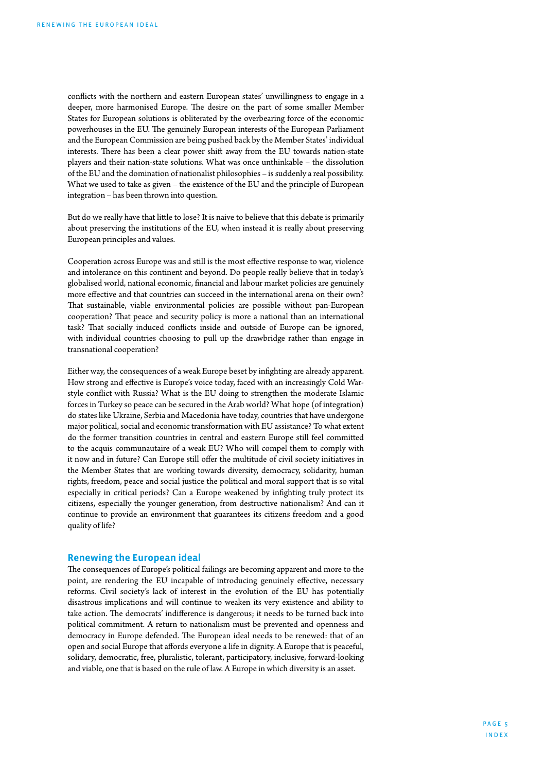conflicts with the northern and eastern European states' unwillingness to engage in a deeper, more harmonised Europe. The desire on the part of some smaller Member States for European solutions is obliterated by the overbearing force of the economic powerhouses in the EU. The genuinely European interests of the European Parliament and the European Commission are being pushed back by the Member States' individual interests. There has been a clear power shift away from the EU towards nation-state players and their nation-state solutions. What was once unthinkable – the dissolution of the EU and the domination of nationalist philosophies – is suddenly a real possibility. What we used to take as given – the existence of the EU and the principle of European integration – has been thrown into question.

But do we really have that little to lose? It is naive to believe that this debate is primarily about preserving the institutions of the EU, when instead it is really about preserving European principles and values.

Cooperation across Europe was and still is the most effective response to war, violence and intolerance on this continent and beyond. Do people really believe that in today's globalised world, national economic, financial and labour market policies are genuinely more effective and that countries can succeed in the international arena on their own? That sustainable, viable environmental policies are possible without pan-European cooperation? That peace and security policy is more a national than an international task? That socially induced conflicts inside and outside of Europe can be ignored, with individual countries choosing to pull up the drawbridge rather than engage in transnational cooperation?

Either way, the consequences of a weak Europe beset by infighting are already apparent. How strong and effective is Europe's voice today, faced with an increasingly Cold War-style conflict with Russia? What is the EU doing to strengthen the moderate Islamic forces in Turkey so peace can be secured in the Arab world? What hope (of integration) do states like Ukraine, Serbia and Macedonia have today, countries that have undergone major political, social and economic transformation with EU assistance? To what extent do the former transition countries in central and eastern Europe still feel committed to the acquis communautaire of a weak EU? Who will compel them to comply with it now and in future? Can Europe still offer the multitude of civil society initiatives in the Member States that are working towards diversity, democracy, solidarity, human rights, freedom, peace and social justice the political and moral support that is so vital especially in critical periods? Can a Europe weakened by infighting truly protect its citizens, especially the younger generation, from destructive nationalism? And can it continue to provide an environment that guarantees its citizens freedom and a good quality of life?

## Renewing the European ideal

The consequences of Europe's political failings are becoming apparent and more to the point, are rendering the EU incapable of introducing genuinely effective, necessary reforms. Civil society's lack of interest in the evolution of the EU has potentially disastrous implications and will continue to weaken its very existence and ability to take action. The democrats' indifference is dangerous; it needs to be turned back into political commitment. A return to nationalism must be prevented and openness and democracy in Europe defended. The European ideal needs to be renewed: that of an open and social Europe that affords everyone a life in dignity. A Europe that is peaceful, solidary, democratic, free, pluralistic, tolerant, participatory, inclusive, forward-looking and viable, one that is based on the rule of law. A Europe in which diversity is an asset.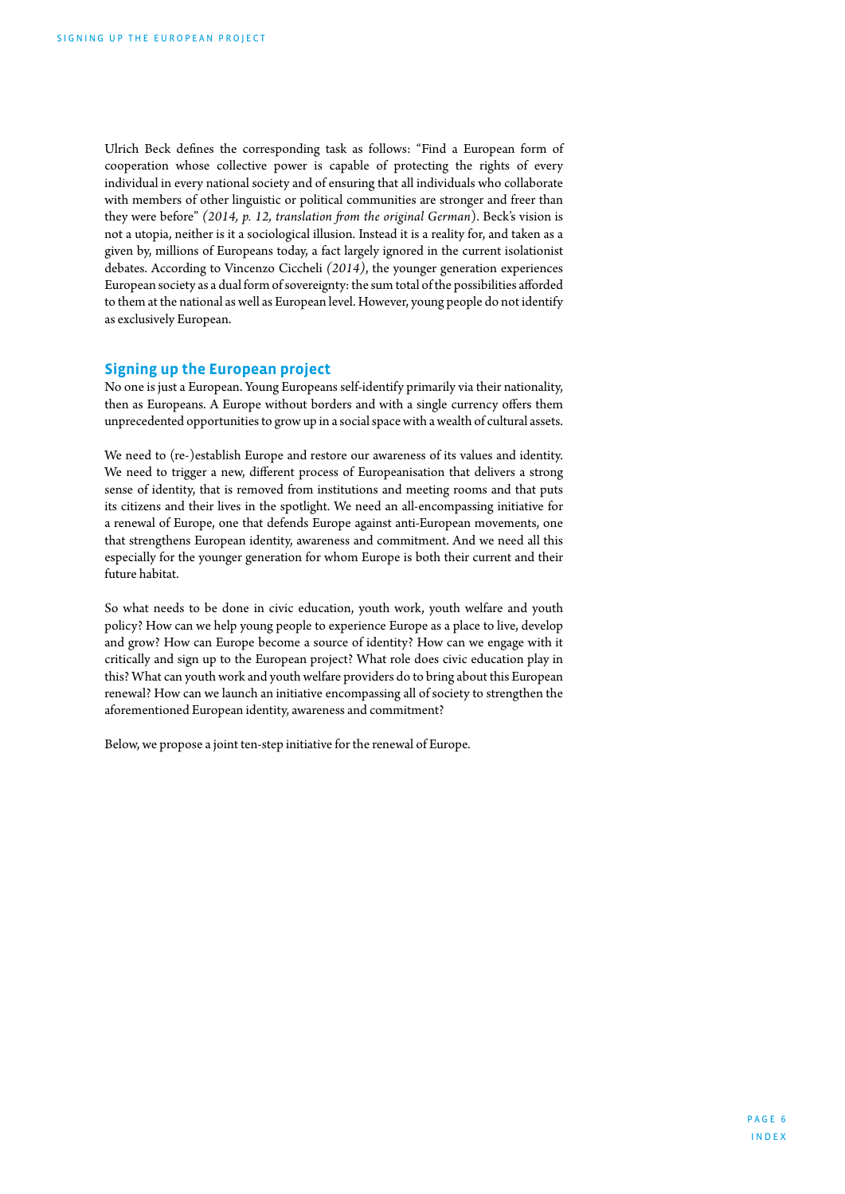Ulrich Beck defines the corresponding task as follows: "Find a European form of cooperation whose collective power is capable of protecting the rights of every individual in every national society and of ensuring that all individuals who collaborate with members of other linguistic or political communities are stronger and freer than they were before" *(2014, p. 12, translation from the original German)*. Beck's vision is not a utopia, neither is it a sociological illusion. Instead it is a reality for, and taken as a given by, millions of Europeans today, a fact largely ignored in the current isolationist debates. According to Vincenzo Cicchelli *(2014)*, the younger generation experiences European society as a dual form of sovereignty: the sum total of the possibilities afforded to them at the national as well as European level. However, young people do not identify as exclusively European.

## Signing up the European project

No one is just a European. Young Europeans self-identify primarily via their nationality, then as Europeans. A Europe without borders and with a single currency offers them unprecedented opportunities to grow up in a social space with a wealth of cultural assets.

We need to (re-)establish Europe and restore our awareness of its values and identity. We need to trigger a new, different process of Europeanisation that delivers a strong sense of identity, that is removed from institutions and meeting rooms and that puts its citizens and their lives in the spotlight. We need an all-encompassing initiative for a renewal of Europe, one that defends Europe against anti-European movements, one that strengthens European identity, awareness and commitment. And we need all this especially for the younger generation for whom Europe is both their current and their future habitat.

So what needs to be done in civic education, youth work, youth welfare and youth policy? How can we help young people to experience Europe as a place to live, develop and grow? How can Europe become a source of identity? How can we engage with it critically and sign up to the European project? What role does civic education play in this? What can youth work and youth welfare providers do to bring about this European renewal? How can we launch an initiative encompassing all of society to strengthen the aforementioned European identity, awareness and commitment?

Below, we propose a joint ten-step initiative for the renewal of Europe.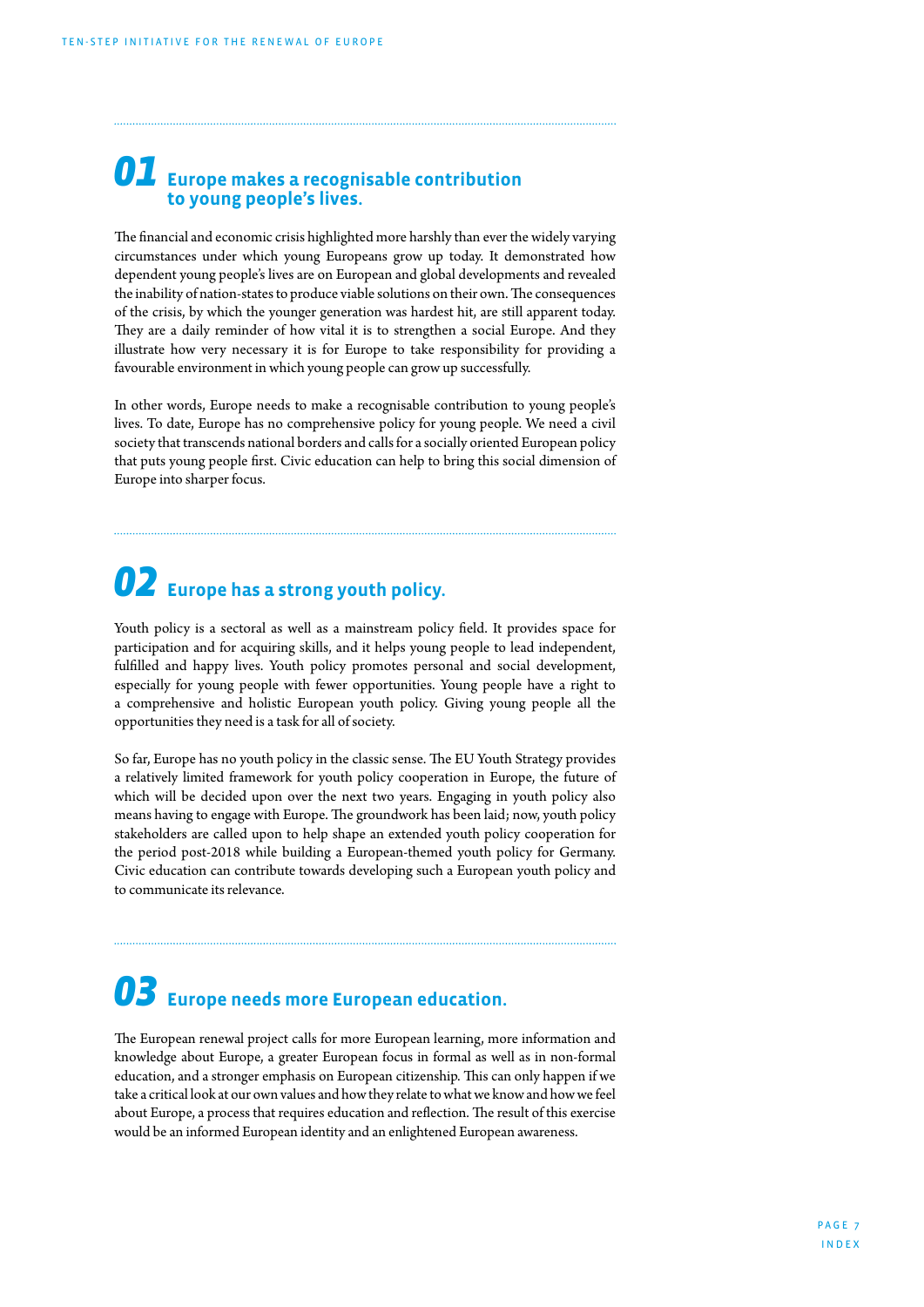## 01 Europe makes a recognisable contribution to young people's lives.

The financial and economic crisis highlighted more harshly than ever the widely varying circumstances under which young Europeans grow up today. It demonstrated how dependent young people's lives are on European and global developments and revealed the inability of nation-states to produce viable solutions on their own. The consequences of the crisis, by which the younger generation was hardest hit, are still apparent today. They are a daily reminder of how vital it is to strengthen a social Europe. And they illustrate how very necessary it is for Europe to take responsibility for providing a favourable environment in which young people can grow up successfully.

In other words, Europe needs to make a recognisable contribution to young people's lives. To date, Europe has no comprehensive policy for young people. We need a civil society that transcends national borders and calls for a socially oriented European policy that puts young people first. Civic education can help to bring this social dimension of Europe into sharper focus.

## 02 Europe has a strong youth policy.

Youth policy is a sectoral as well as a mainstream policy field. It provides space for participation and for acquiring skills, and it helps young people to lead independent, fulfilled and happy lives. Youth policy promotes personal and social development, especially for young people with fewer opportunities. Young people have a right to a comprehensive and holistic European youth policy. Giving young people all the opportunities they need is a task for all of society.

So far, Europe has no youth policy in the classic sense. The EU Youth Strategy provides a relatively limited framework for youth policy cooperation in Europe, the future of which will be decided upon over the next two years. Engaging in youth policy also means having to engage with Europe. The groundwork has been laid; now, youth policy stakeholders are called upon to help shape an extended youth policy cooperation for the period post-2018 while building a European-themed youth policy for Germany. Civic education can contribute towards developing such a European youth policy and to communicate its relevance.

## 03 Europe needs more European education.

The European renewal project calls for more European learning, more information and knowledge about Europe, a greater European focus in formal as well as in non-formal education, and a stronger emphasis on European citizenship. This can only happen if we take a critical look at our own values and how they relate to what we know and how we feel about Europe, a process that requires education and reflection. The result of this exercise would be an informed European identity and an enlightened European awareness.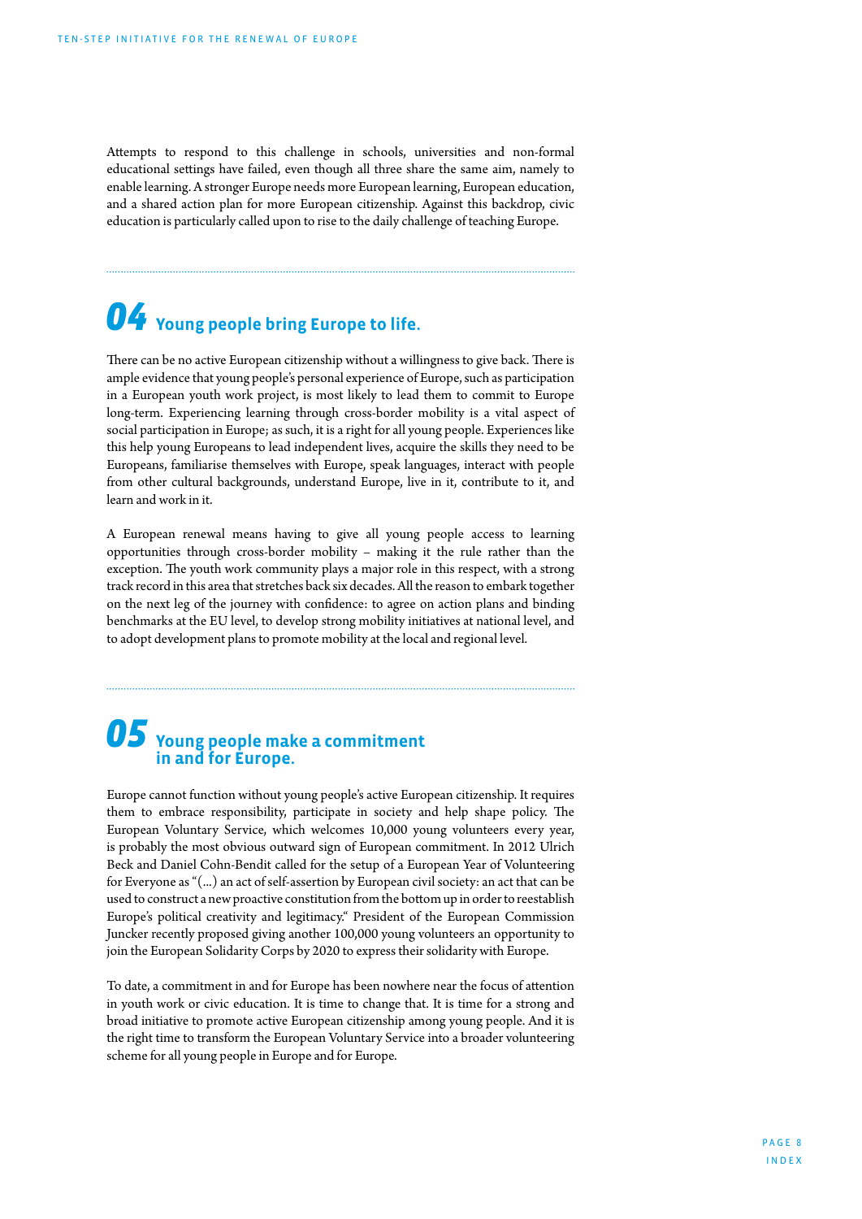Attempts to respond to this challenge in schools, universities and non-formal educational settings have failed, even though all three share the same aim, namely to enable learning. A stronger Europe needs more European learning, European education, and a shared action plan for more European citizenship. Against this backdrop, civic education is particularly called upon to rise to the daily challenge of teaching Europe.

## 04 Young people bring Europe to life.

There can be no active European citizenship without a willingness to give back. There is ample evidence that young people's personal experience of Europe, such as participation in a European youth work project, is most likely to lead them to commit to Europe long-term. Experiencing learning through cross-border mobility is a vital aspect of social participation in Europe; as such, it is a right for all young people. Experiences like this help young Europeans to lead independent lives, acquire the skills they need to be Europeans, familiarise themselves with Europe, speak languages, interact with people from other cultural backgrounds, understand Europe, live in it, contribute to it, and learn and work in it.

A European renewal means having to give all young people access to learning opportunities through cross-border mobility – making it the rule rather than the exception. The youth work community plays a major role in this respect, with a strong track record in this area that stretches back six decades. All the reason to embark together on the next leg of the journey with confidence: to agree on action plans and binding benchmarks at the EU level, to develop strong mobility initiatives at national level, and to adopt development plans to promote mobility at the local and regional level.

## 05 Young people make a commitment in and for Europe.

Europe cannot function without young people's active European citizenship. It requires them to embrace responsibility, participate in society and help shape policy. The European Voluntary Service, which welcomes 10,000 young volunteers every year, is probably the most obvious outward sign of European commitment. In 2012 Ulrich Beck and Daniel Cohn-Bendit called for the setup of a European Year of Volunteering for Everyone as "(...) an act of self-assertion by European civil society: an act that can be used to construct a new proactive constitution from the bottom up in order to reestablish Europe's political creativity and legitimacy." President of the European Commission Juncker recently proposed giving another 100,000 young volunteers an opportunity to join the European Solidarity Corps by 2020 to express their solidarity with Europe.

To date, a commitment in and for Europe has been nowhere near the focus of attention in youth work or civic education. It is time to change that. It is time for a strong and broad initiative to promote active European citizenship among young people. And it is the right time to transform the European Voluntary Service into a broader volunteering scheme for all young people in Europe and for Europe.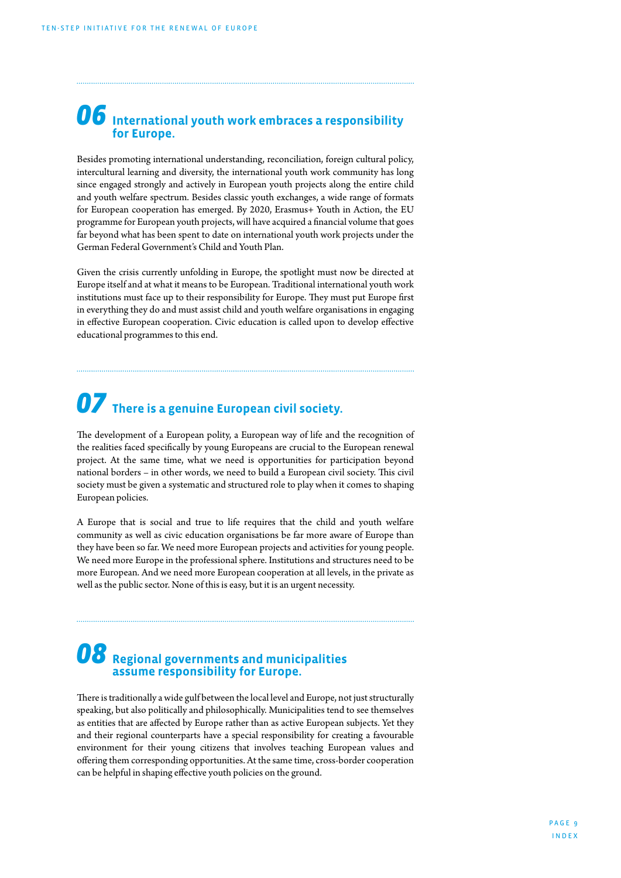## 06 International youth work embraces a responsibility for Europe.

Besides promoting international understanding, reconciliation, foreign cultural policy, intercultural learning and diversity, the international youth work community has long since engaged strongly and actively in European youth projects along the entire child and youth welfare spectrum. Besides classic youth exchanges, a wide range of formats for European cooperation has emerged. By 2020, Erasmus+ Youth in Action, the EU programme for European youth projects, will have acquired a financial volume that goes far beyond what has been spent to date on international youth work projects under the German Federal Government's Child and Youth Plan.

Given the crisis currently unfolding in Europe, the spotlight must now be directed at Europe itself and at what it means to be European. Traditional international youth work institutions must face up to their responsibility for Europe. They must put Europe first in everything they do and must assist child and youth welfare organisations in engaging in effective European cooperation. Civic education is called upon to develop effective educational programmes to this end.

## 07 There is a genuine European civil society.

The development of a European polity, a European way of life and the recognition of the realities faced specifically by young Europeans are crucial to the European renewal project. At the same time, what we need is opportunities for participation beyond national borders – in other words, we need to build a European civil society. This civil society must be given a systematic and structured role to play when it comes to shaping European policies.

A Europe that is social and true to life requires that the child and youth welfare community as well as civic education organisations be far more aware of Europe than they have been so far. We need more European projects and activities for young people. We need more Europe in the professional sphere. Institutions and structures need to be more European. And we need more European cooperation at all levels, in the private as well as the public sector. None of this is easy, but it is an urgent necessity.

## 08 Regional governments and municipalities assume responsibility for Europe.

There is traditionally a wide gulf between the local level and Europe, not just structurally speaking, but also politically and philosophically. Municipalities tend to see themselves as entities that are affected by Europe rather than as active European subjects. Yet they and their regional counterparts have a special responsibility for creating a favourable environment for their young citizens that involves teaching European values and offering them corresponding opportunities. At the same time, cross-border cooperation can be helpful in shaping effective youth policies on the ground.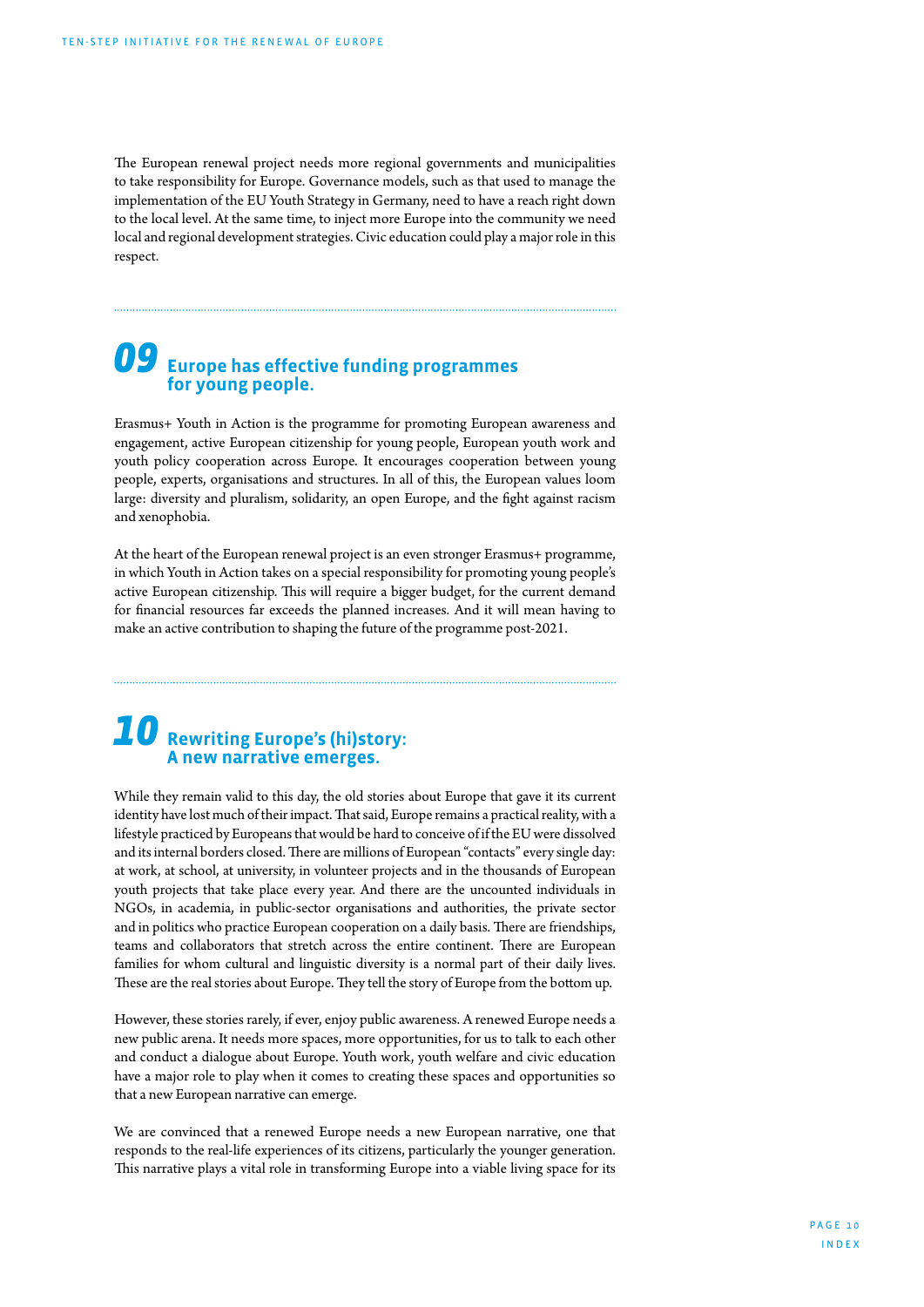The European renewal project needs more regional governments and municipalities to take responsibility for Europe. Governance models, such as that used to manage the implementation of the EU Youth Strategy in Germany, need to have a reach right down to the local level. At the same time, to inject more Europe into the community we need local and regional development strategies. Civic education could play a major role in this respect.

## 09 Europe has effective funding programmes for young people.

Erasmus+ Youth in Action is the programme for promoting European awareness and engagement, active European citizenship for young people, European youth work and youth policy cooperation across Europe. It encourages cooperation between young people, experts, organisations and structures. In all of this, the European values loom large: diversity and pluralism, solidarity, an open Europe, and the fight against racism and xenophobia.

At the heart of the European renewal project is an even stronger Erasmus+ programme, in which Youth in Action takes on a special responsibility for promoting young people's active European citizenship. This will require a bigger budget, for the current demand for financial resources far exceeds the planned increases. And it will mean having to make an active contribution to shaping the future of the programme post-2021.

## 10 Rewriting Europe's (hi)story: A new narrative emerges.

While they remain valid to this day, the old stories about Europe that gave it its current identity have lost much of their impact. That said, Europe remains a practical reality, with a lifestyle practiced by Europeans that would be hard to conceive of if the EU were dissolved and its internal borders closed. There are millions of European "contacts" every single day: at work, at school, at university, in volunteer projects and in the thousands of European youth projects that take place every year. And there are the uncounted individuals in NGOs, in academia, in public-sector organisations and authorities, the private sector and in politics who practice European cooperation on a daily basis. There are friendships, teams and collaborators that stretch across the entire continent. There are European families for whom cultural and linguistic diversity is a normal part of their daily lives. These are the real stories about Europe. They tell the story of Europe from the bottom up.

However, these stories rarely, if ever, enjoy public awareness. A renewed Europe needs a new public arena. It needs more spaces, more opportunities, for us to talk to each other and conduct a dialogue about Europe. Youth work, youth welfare and civic education have a major role to play when it comes to creating these spaces and opportunities so that a new European narrative can emerge.

We are convinced that a renewed Europe needs a new European narrative, one that responds to the real-life experiences of its citizens, particularly the younger generation. This narrative plays a vital role in transforming Europe into a viable living space for its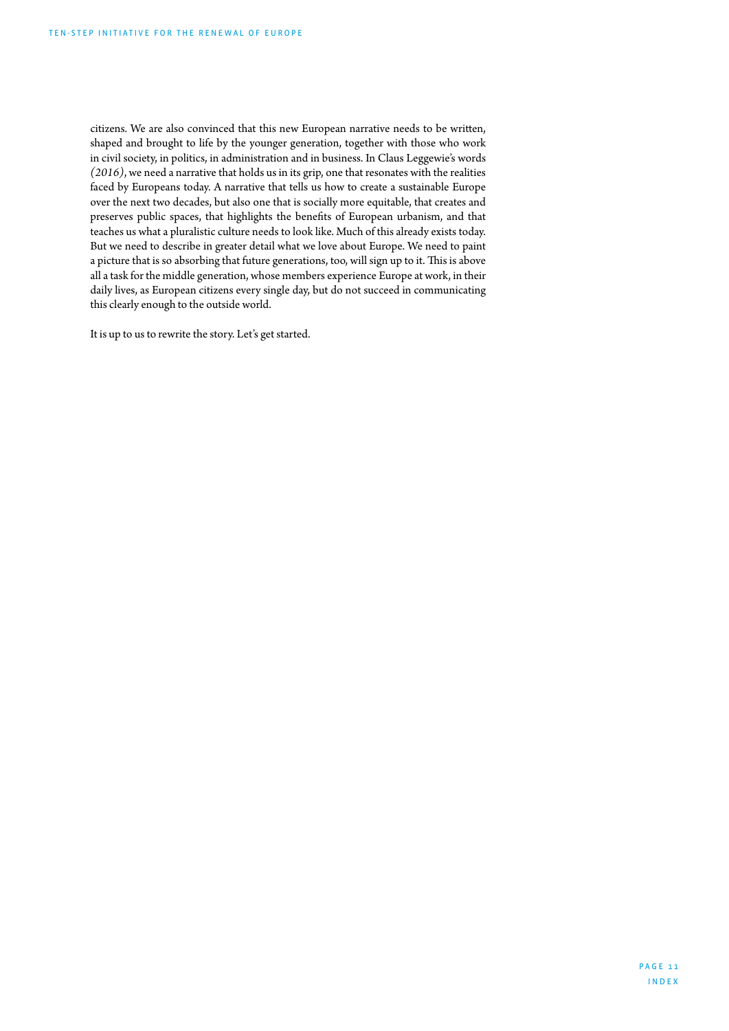citizens. We are also convinced that this new European narrative needs to be written, shaped and brought to life by the younger generation, together with those who work in civil society, in politics, in administration and in business. In Claus Leggewie's words *(2016)*, we need a narrative that holds us in its grip, one that resonates with the realities faced by Europeans today. A narrative that tells us how to create a sustainable Europe over the next two decades, but also one that is socially more equitable, that creates and preserves public spaces, that highlights the benefits of European urbanism, and that teaches us what a pluralistic culture needs to look like. Much of this already exists today. But we need to describe in greater detail what we love about Europe. We need to paint a picture that is so absorbing that future generations, too, will sign up to it. This is above all a task for the middle generation, whose members experience Europe at work, in their daily lives, as European citizens every single day, but do not succeed in communicating this clearly enough to the outside world.

It is up to us to rewrite the story. Let's get started.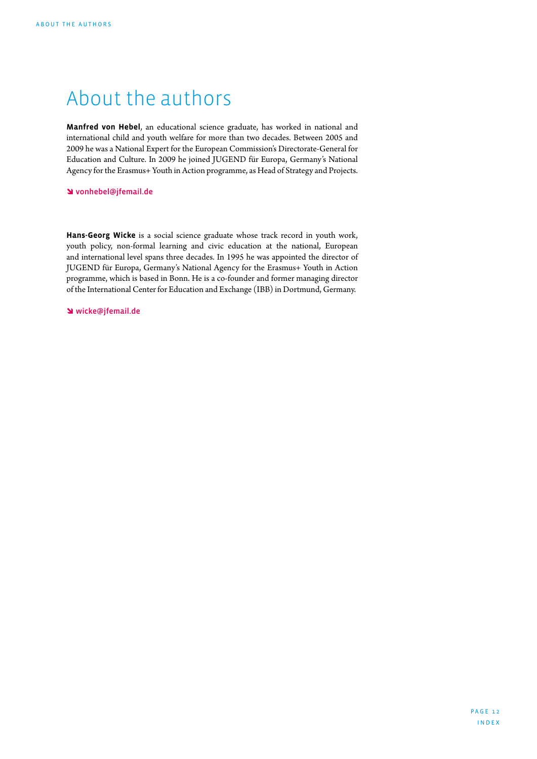# About the authors

**Manfred von Hebel**, an educational science graduate, has worked in national and international child and youth welfare for more than two decades. Between 2005 and 2009 he was a National Expert for the European Commission's Directorate-General for Education and Culture. In 2009 he joined JUGEND für Europa, Germany's National Agency for the Erasmus+ Youth in Action programme, as Head of Strategy and Projects.

➘ vonhebel@jfemail.de

**Hans-Georg Wicke** is a social science graduate whose track record in youth work, youth policy, non-formal learning and civic education at the national, European and international level spans three decades. In 1995 he was appointed the director of JUGEND für Europa, Germany's National Agency for the Erasmus+ Youth in Action programme, which is based in Bonn. He is a co-founder and former managing director of the International Center for Education and Exchange (IBB) in Dortmund, Germany.

➘ wicke@jfemail.de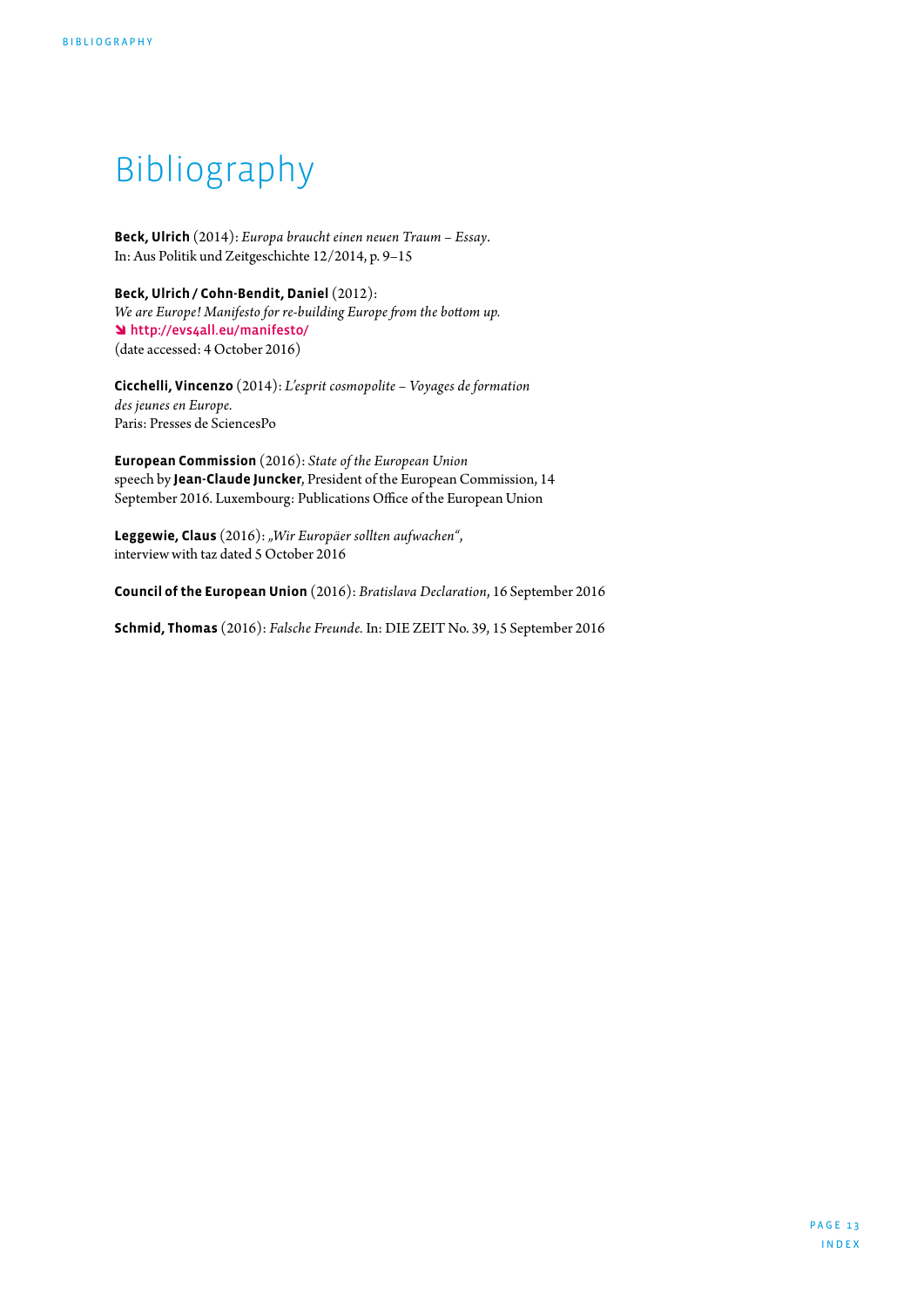# Bibliography

**Beck, Ulrich** (2014): *Europa braucht einen neuen Traum – Essay*.
In: Aus Politik und Zeitgeschichte 12/2014, p. 9–15

**Beck, Ulrich / Cohn-Bendit, Daniel** (2012):
*We are Europe! Manifesto for re-building Europe from the bottom up.*
➘ http://evs4all.eu/manifesto/
(date accessed: 4 October 2016)

**Cicchelli, Vincenzo** (2014): *L'esprit cosmopolite – Voyages de formation des jeunes en Europe.*
Paris: Presses de SciencesPo

**European Commission** (2016): *State of the European Union*
speech by **Jean-Claude Juncker**, President of the European Commission, 14 September 2016. Luxembourg: Publications Office of the European Union

**Leggewie, Claus** (2016): *„Wir Europäer sollten aufwachen"*,
interview with taz dated 5 October 2016

**Council of the European Union** (2016): *Bratislava Declaration*, 16 September 2016

**Schmid, Thomas** (2016): *Falsche Freunde.* In: DIE ZEIT No. 39, 15 September 2016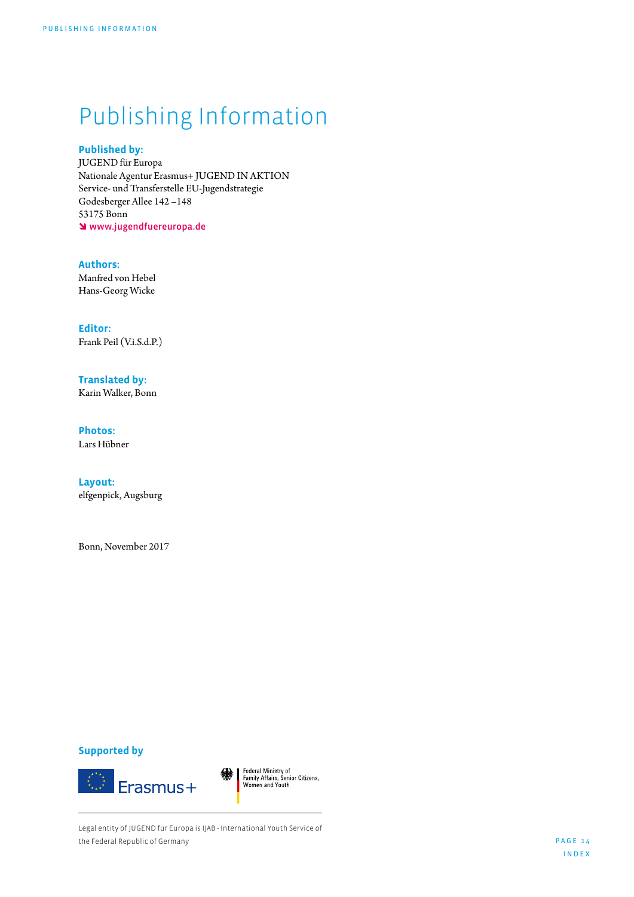# Publishing Information

**Published by:**
JUGEND für Europa
Nationale Agentur Erasmus+ JUGEND IN AKTION
Service- und Transferstelle EU-Jugendstrategie
Godesberger Allee 142 –148
53175 Bonn
www.jugendfuereuropa.de

**Authors:**
Manfred von Hebel
Hans-Georg Wicke

**Editor:**
Frank Peil (V.i.S.d.P.)

**Translated by:**
Karin Walker, Bonn

**Photos:**
Lars Hübner

**Layout:**
elfgenpick, Augsburg

Bonn, November 2017

**Supported by**

Erasmus+

Federal Ministry of Family Affairs, Senior Citizens, Women and Youth

Legal entity of JUGEND für Europa is IJAB - International Youth Service of the Federal Republic of Germany